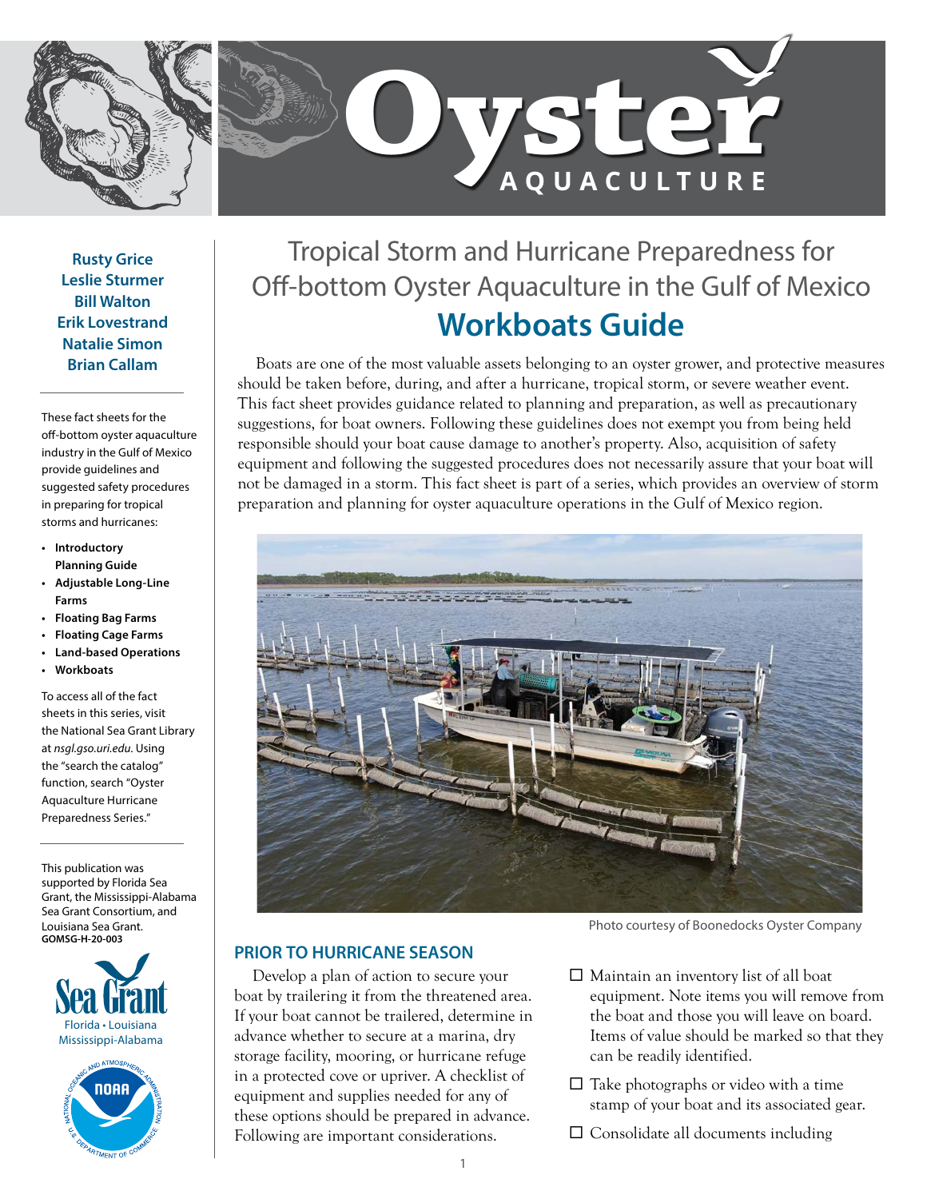# Oyster AQUACULTURE

**Rusty Grice**
**Leslie Sturmer**
**Bill Walton**
**Erik Lovestrand**
**Natalie Simon**
**Brian Callam**

These fact sheets for the off-bottom oyster aquaculture industry in the Gulf of Mexico provide guidelines and suggested safety procedures in preparing for tropical storms and hurricanes:

- **Introductory Planning Guide**
- **Adjustable Long-Line Farms**
- **Floating Bag Farms**
- **Floating Cage Farms**
- **Land-based Operations**
- **Workboats**

To access all of the fact sheets in this series, visit the National Sea Grant Library at *nsgl.gso.uri.edu*. Using the "search the catalog" function, search "Oyster Aquaculture Hurricane Preparedness Series."

This publication was supported by Florida Sea Grant, the Mississippi-Alabama Sea Grant Consortium, and Louisiana Sea Grant.
**GOMSG-H-20-003**

Sea Grant
Florida • Louisiana
Mississippi-Alabama

## Tropical Storm and Hurricane Preparedness for Off-bottom Oyster Aquaculture in the Gulf of Mexico

# Workboats Guide

Boats are one of the most valuable assets belonging to an oyster grower, and protective measures should be taken before, during, and after a hurricane, tropical storm, or severe weather event. This fact sheet provides guidance related to planning and preparation, as well as precautionary suggestions, for boat owners. Following these guidelines does not exempt you from being held responsible should your boat cause damage to another's property. Also, acquisition of safety equipment and following the suggested procedures does not necessarily assure that your boat will not be damaged in a storm. This fact sheet is part of a series, which provides an overview of storm preparation and planning for oyster aquaculture operations in the Gulf of Mexico region.

Photo courtesy of Boonedocks Oyster Company

## PRIOR TO HURRICANE SEASON

Develop a plan of action to secure your boat by trailering it from the threatened area. If your boat cannot be trailered, determine in advance whether to secure at a marina, dry storage facility, mooring, or hurricane refuge in a protected cove or upriver. A checklist of equipment and supplies needed for any of these options should be prepared in advance. Following are important considerations.

- ☐ Maintain an inventory list of all boat equipment. Note items you will remove from the boat and those you will leave on board. Items of value should be marked so that they can be readily identified.
- ☐ Take photographs or video with a time stamp of your boat and its associated gear.
- ☐ Consolidate all documents including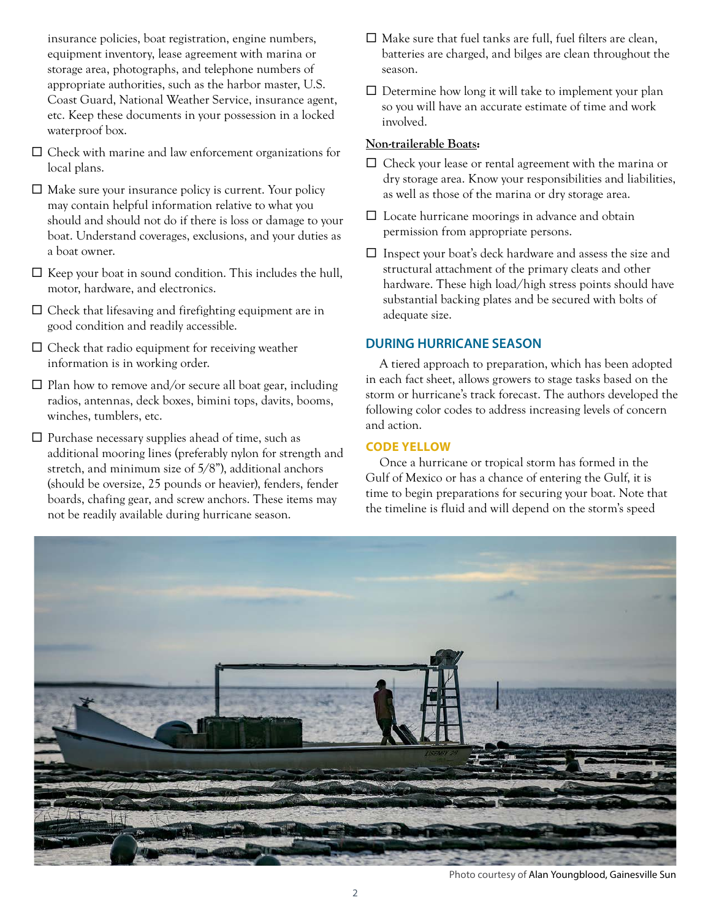insurance policies, boat registration, engine numbers, equipment inventory, lease agreement with marina or storage area, photographs, and telephone numbers of appropriate authorities, such as the harbor master, U.S. Coast Guard, National Weather Service, insurance agent, etc. Keep these documents in your possession in a locked waterproof box.

- ☐ Check with marine and law enforcement organizations for local plans.
- ☐ Make sure your insurance policy is current. Your policy may contain helpful information relative to what you should and should not do if there is loss or damage to your boat. Understand coverages, exclusions, and your duties as a boat owner.
- ☐ Keep your boat in sound condition. This includes the hull, motor, hardware, and electronics.
- ☐ Check that lifesaving and firefighting equipment are in good condition and readily accessible.
- ☐ Check that radio equipment for receiving weather information is in working order.
- ☐ Plan how to remove and/or secure all boat gear, including radios, antennas, deck boxes, bimini tops, davits, booms, winches, tumblers, etc.
- ☐ Purchase necessary supplies ahead of time, such as additional mooring lines (preferably nylon for strength and stretch, and minimum size of 5/8”), additional anchors (should be oversize, 25 pounds or heavier), fenders, fender boards, chafing gear, and screw anchors. These items may not be readily available during hurricane season.
- ☐ Make sure that fuel tanks are full, fuel filters are clean, batteries are charged, and bilges are clean throughout the season.
- ☐ Determine how long it will take to implement your plan so you will have an accurate estimate of time and work involved.

**Non-trailerable Boats:**

- ☐ Check your lease or rental agreement with the marina or dry storage area. Know your responsibilities and liabilities, as well as those of the marina or dry storage area.
- ☐ Locate hurricane moorings in advance and obtain permission from appropriate persons.
- ☐ Inspect your boat’s deck hardware and assess the size and structural attachment of the primary cleats and other hardware. These high load/high stress points should have substantial backing plates and be secured with bolts of adequate size.

## DURING HURRICANE SEASON

A tiered approach to preparation, which has been adopted in each fact sheet, allows growers to stage tasks based on the storm or hurricane’s track forecast. The authors developed the following color codes to address increasing levels of concern and action.

### CODE YELLOW

Once a hurricane or tropical storm has formed in the Gulf of Mexico or has a chance of entering the Gulf, it is time to begin preparations for securing your boat. Note that the timeline is fluid and will depend on the storm’s speed

Photo courtesy of Alan Youngblood, Gainesville Sun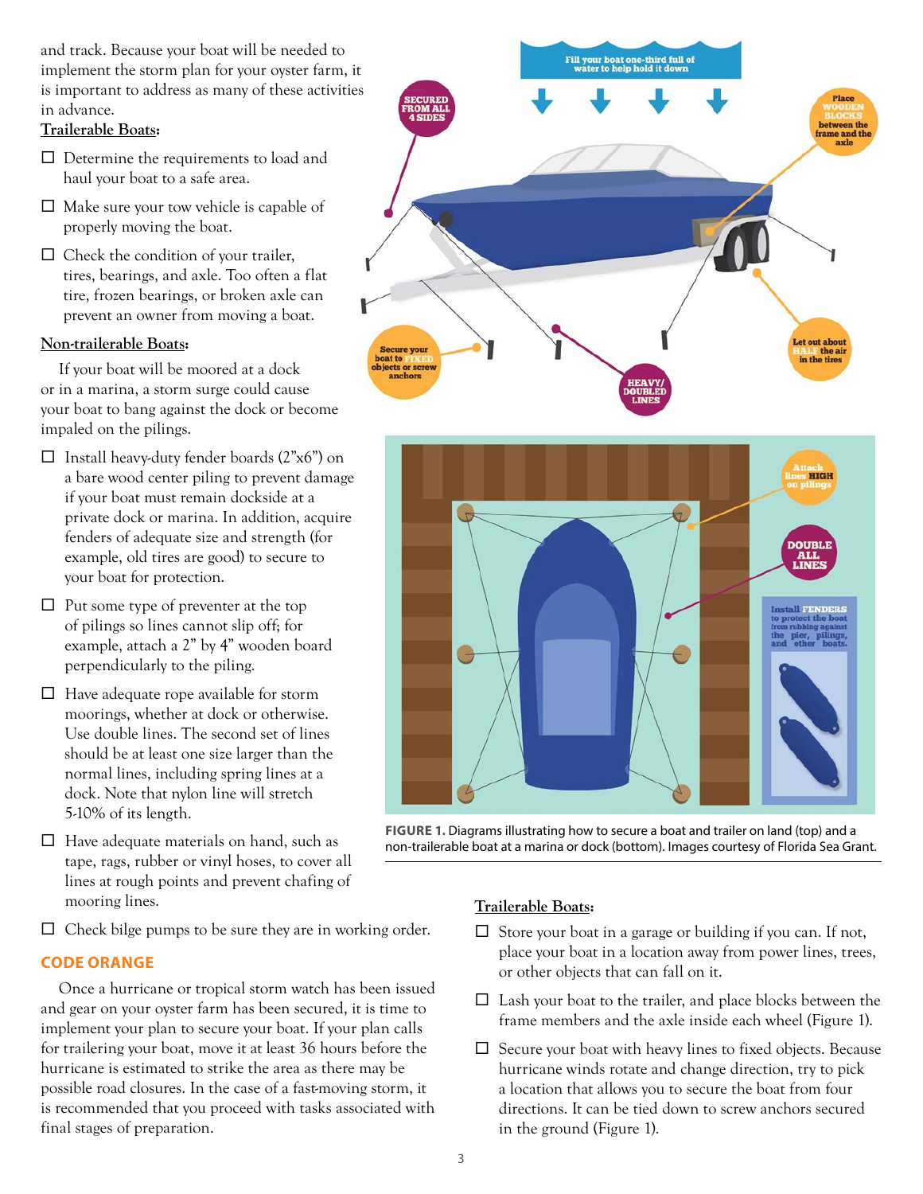and track. Because your boat will be needed to implement the storm plan for your oyster farm, it is important to address as many of these activities in advance.

**Trailerable Boats:**

- ☐ Determine the requirements to load and haul your boat to a safe area.
- ☐ Make sure your tow vehicle is capable of properly moving the boat.
- ☐ Check the condition of your trailer, tires, bearings, and axle. Too often a flat tire, frozen bearings, or broken axle can prevent an owner from moving a boat.

**Non-trailerable Boats:**

If your boat will be moored at a dock or in a marina, a storm surge could cause your boat to bang against the dock or become impaled on the pilings.

- ☐ Install heavy-duty fender boards (2"x6") on a bare wood center piling to prevent damage if your boat must remain dockside at a private dock or marina. In addition, acquire fenders of adequate size and strength (for example, old tires are good) to secure to your boat for protection.
- ☐ Put some type of preventer at the top of pilings so lines cannot slip off; for example, attach a 2" by 4" wooden board perpendicularly to the piling.
- ☐ Have adequate rope available for storm moorings, whether at dock or otherwise. Use double lines. The second set of lines should be at least one size larger than the normal lines, including spring lines at a dock. Note that nylon line will stretch 5-10% of its length.
- ☐ Have adequate materials on hand, such as tape, rags, rubber or vinyl hoses, to cover all lines at rough points and prevent chafing of mooring lines.
- ☐ Check bilge pumps to be sure they are in working order.

## CODE ORANGE

Once a hurricane or tropical storm watch has been issued and gear on your oyster farm has been secured, it is time to implement your plan to secure your boat. If your plan calls for trailering your boat, move it at least 36 hours before the hurricane is estimated to strike the area as there may be possible road closures. In the case of a fast-moving storm, it is recommended that you proceed with tasks associated with final stages of preparation.

**FIGURE 1.** Diagrams illustrating how to secure a boat and trailer on land (top) and a non-trailerable boat at a marina or dock (bottom). Images courtesy of Florida Sea Grant.

**Trailerable Boats:**

- ☐ Store your boat in a garage or building if you can. If not, place your boat in a location away from power lines, trees, or other objects that can fall on it.
- ☐ Lash your boat to the trailer, and place blocks between the frame members and the axle inside each wheel (Figure 1).
- ☐ Secure your boat with heavy lines to fixed objects. Because hurricane winds rotate and change direction, try to pick a location that allows you to secure the boat from four directions. It can be tied down to screw anchors secured in the ground (Figure 1).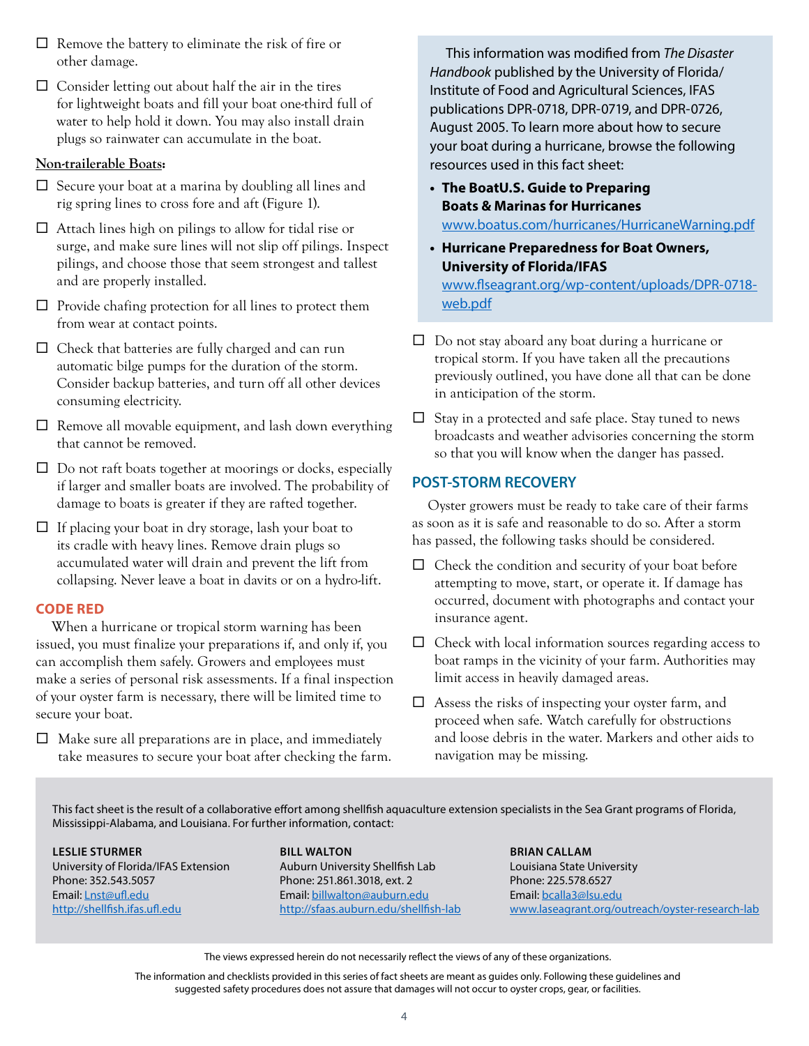- ☐ Remove the battery to eliminate the risk of fire or other damage.
- ☐ Consider letting out about half the air in the tires for lightweight boats and fill your boat one-third full of water to help hold it down. You may also install drain plugs so rainwater can accumulate in the boat.

**Non-trailerable Boats:**

- ☐ Secure your boat at a marina by doubling all lines and rig spring lines to cross fore and aft (Figure 1).
- ☐ Attach lines high on pilings to allow for tidal rise or surge, and make sure lines will not slip off pilings. Inspect pilings, and choose those that seem strongest and tallest and are properly installed.
- ☐ Provide chafing protection for all lines to protect them from wear at contact points.
- ☐ Check that batteries are fully charged and can run automatic bilge pumps for the duration of the storm. Consider backup batteries, and turn off all other devices consuming electricity.
- ☐ Remove all movable equipment, and lash down everything that cannot be removed.
- ☐ Do not raft boats together at moorings or docks, especially if larger and smaller boats are involved. The probability of damage to boats is greater if they are rafted together.
- ☐ If placing your boat in dry storage, lash your boat to its cradle with heavy lines. Remove drain plugs so accumulated water will drain and prevent the lift from collapsing. Never leave a boat in davits or on a hydro-lift.

## CODE RED

When a hurricane or tropical storm warning has been issued, you must finalize your preparations if, and only if, you can accomplish them safely. Growers and employees must make a series of personal risk assessments. If a final inspection of your oyster farm is necessary, there will be limited time to secure your boat.

- ☐ Make sure all preparations are in place, and immediately take measures to secure your boat after checking the farm.

This information was modified from *The Disaster Handbook* published by the University of Florida/Institute of Food and Agricultural Sciences, IFAS publications DPR-0718, DPR-0719, and DPR-0726, August 2005. To learn more about how to secure your boat during a hurricane, browse the following resources used in this fact sheet:

- **The BoatU.S. Guide to Preparing Boats & Marinas for Hurricanes** www.boatus.com/hurricanes/HurricaneWarning.pdf
- **Hurricane Preparedness for Boat Owners, University of Florida/IFAS** www.flseagrant.org/wp-content/uploads/DPR-0718-web.pdf

- ☐ Do not stay aboard any boat during a hurricane or tropical storm. If you have taken all the precautions previously outlined, you have done all that can be done in anticipation of the storm.
- ☐ Stay in a protected and safe place. Stay tuned to news broadcasts and weather advisories concerning the storm so that you will know when the danger has passed.

## POST-STORM RECOVERY

Oyster growers must be ready to take care of their farms as soon as it is safe and reasonable to do so. After a storm has passed, the following tasks should be considered.

- ☐ Check the condition and security of your boat before attempting to move, start, or operate it. If damage has occurred, document with photographs and contact your insurance agent.
- ☐ Check with local information sources regarding access to boat ramps in the vicinity of your farm. Authorities may limit access in heavily damaged areas.
- ☐ Assess the risks of inspecting your oyster farm, and proceed when safe. Watch carefully for obstructions and loose debris in the water. Markers and other aids to navigation may be missing.

This fact sheet is the result of a collaborative effort among shellfish aquaculture extension specialists in the Sea Grant programs of Florida, Mississippi-Alabama, and Louisiana. For further information, contact:

**LESLIE STURMER**
University of Florida/IFAS Extension
Phone: 352.543.5057
Email: Lnst@ufl.edu
http://shellfish.ifas.ufl.edu

**BILL WALTON**
Auburn University Shellfish Lab
Phone: 251.861.3018, ext. 2
Email: billwalton@auburn.edu
http://sfaas.auburn.edu/shellfish-lab

**BRIAN CALLAM**
Louisiana State University
Phone: 225.578.6527
Email: bcalla3@lsu.edu
www.laseagrant.org/outreach/oyster-research-lab

The views expressed herein do not necessarily reflect the views of any of these organizations.

The information and checklists provided in this series of fact sheets are meant as guides only. Following these guidelines and suggested safety procedures does not assure that damages will not occur to oyster crops, gear, or facilities.